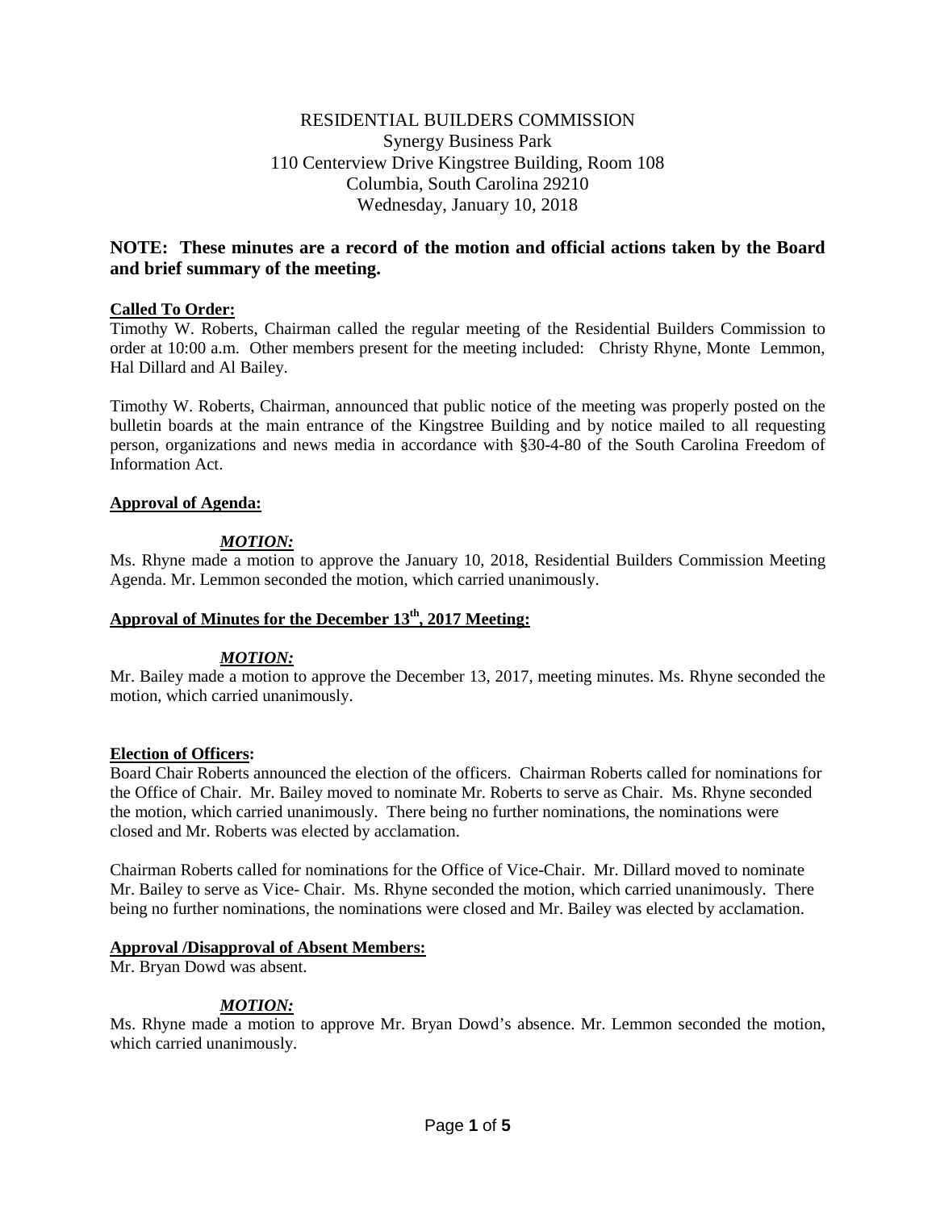RESIDENTIAL BUILDERS COMMISSION
Synergy Business Park
110 Centerview Drive Kingstree Building, Room 108
Columbia, South Carolina 29210
Wednesday, January 10, 2018

**NOTE: These minutes are a record of the motion and official actions taken by the Board and brief summary of the meeting.**

**Called To Order:**

Timothy W. Roberts, Chairman called the regular meeting of the Residential Builders Commission to order at 10:00 a.m. Other members present for the meeting included: Christy Rhyne, Monte Lemmon, Hal Dillard and Al Bailey.

Timothy W. Roberts, Chairman, announced that public notice of the meeting was properly posted on the bulletin boards at the main entrance of the Kingstree Building and by notice mailed to all requesting person, organizations and news media in accordance with §30-4-80 of the South Carolina Freedom of Information Act.

**Approval of Agenda:**

***MOTION:***

Ms. Rhyne made a motion to approve the January 10, 2018, Residential Builders Commission Meeting Agenda. Mr. Lemmon seconded the motion, which carried unanimously.

**Approval of Minutes for the December 13th, 2017 Meeting:**

***MOTION:***

Mr. Bailey made a motion to approve the December 13, 2017, meeting minutes. Ms. Rhyne seconded the motion, which carried unanimously.

**Election of Officers:**

Board Chair Roberts announced the election of the officers. Chairman Roberts called for nominations for the Office of Chair. Mr. Bailey moved to nominate Mr. Roberts to serve as Chair. Ms. Rhyne seconded the motion, which carried unanimously. There being no further nominations, the nominations were closed and Mr. Roberts was elected by acclamation.

Chairman Roberts called for nominations for the Office of Vice-Chair. Mr. Dillard moved to nominate Mr. Bailey to serve as Vice- Chair. Ms. Rhyne seconded the motion, which carried unanimously. There being no further nominations, the nominations were closed and Mr. Bailey was elected by acclamation.

**Approval /Disapproval of Absent Members:**

Mr. Bryan Dowd was absent.

***MOTION:***

Ms. Rhyne made a motion to approve Mr. Bryan Dowd's absence. Mr. Lemmon seconded the motion, which carried unanimously.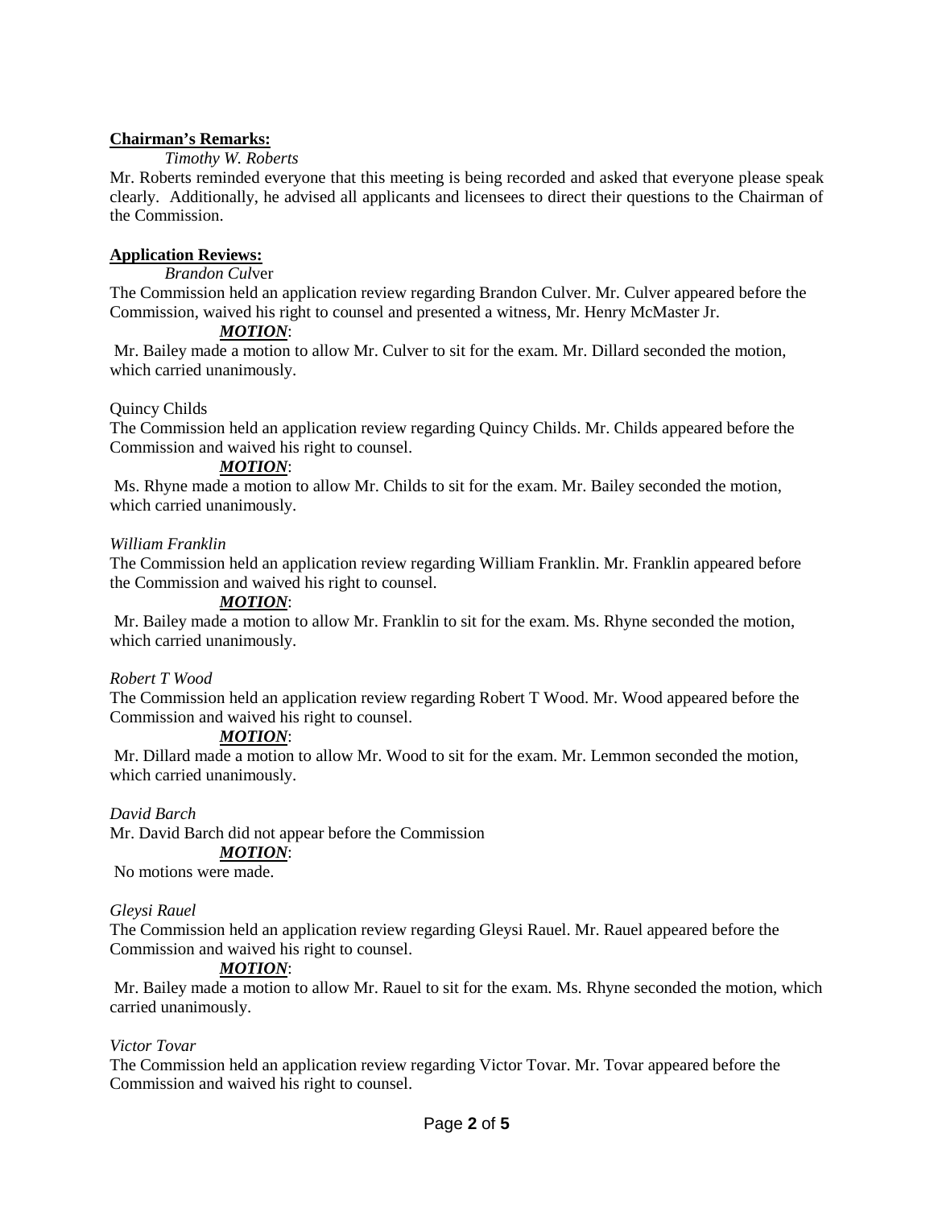**Chairman's Remarks:**

*Timothy W. Roberts*

Mr. Roberts reminded everyone that this meeting is being recorded and asked that everyone please speak clearly. Additionally, he advised all applicants and licensees to direct their questions to the Chairman of the Commission.

**Application Reviews:**

*Brandon Cul*ver

The Commission held an application review regarding Brandon Culver. Mr. Culver appeared before the Commission, waived his right to counsel and presented a witness, Mr. Henry McMaster Jr.

***MOTION***:

Mr. Bailey made a motion to allow Mr. Culver to sit for the exam. Mr. Dillard seconded the motion, which carried unanimously.

Quincy Childs

The Commission held an application review regarding Quincy Childs. Mr. Childs appeared before the Commission and waived his right to counsel.

***MOTION***:

Ms. Rhyne made a motion to allow Mr. Childs to sit for the exam. Mr. Bailey seconded the motion, which carried unanimously.

*William Franklin*

The Commission held an application review regarding William Franklin. Mr. Franklin appeared before the Commission and waived his right to counsel.

***MOTION***:

Mr. Bailey made a motion to allow Mr. Franklin to sit for the exam. Ms. Rhyne seconded the motion, which carried unanimously.

*Robert T Wood*

The Commission held an application review regarding Robert T Wood. Mr. Wood appeared before the Commission and waived his right to counsel.

***MOTION***:

Mr. Dillard made a motion to allow Mr. Wood to sit for the exam. Mr. Lemmon seconded the motion, which carried unanimously.

*David Barch*

Mr. David Barch did not appear before the Commission

***MOTION***:

No motions were made.

*Gleysi Rauel*

The Commission held an application review regarding Gleysi Rauel. Mr. Rauel appeared before the Commission and waived his right to counsel.

***MOTION***:

Mr. Bailey made a motion to allow Mr. Rauel to sit for the exam. Ms. Rhyne seconded the motion, which carried unanimously.

*Victor Tovar*

The Commission held an application review regarding Victor Tovar. Mr. Tovar appeared before the Commission and waived his right to counsel.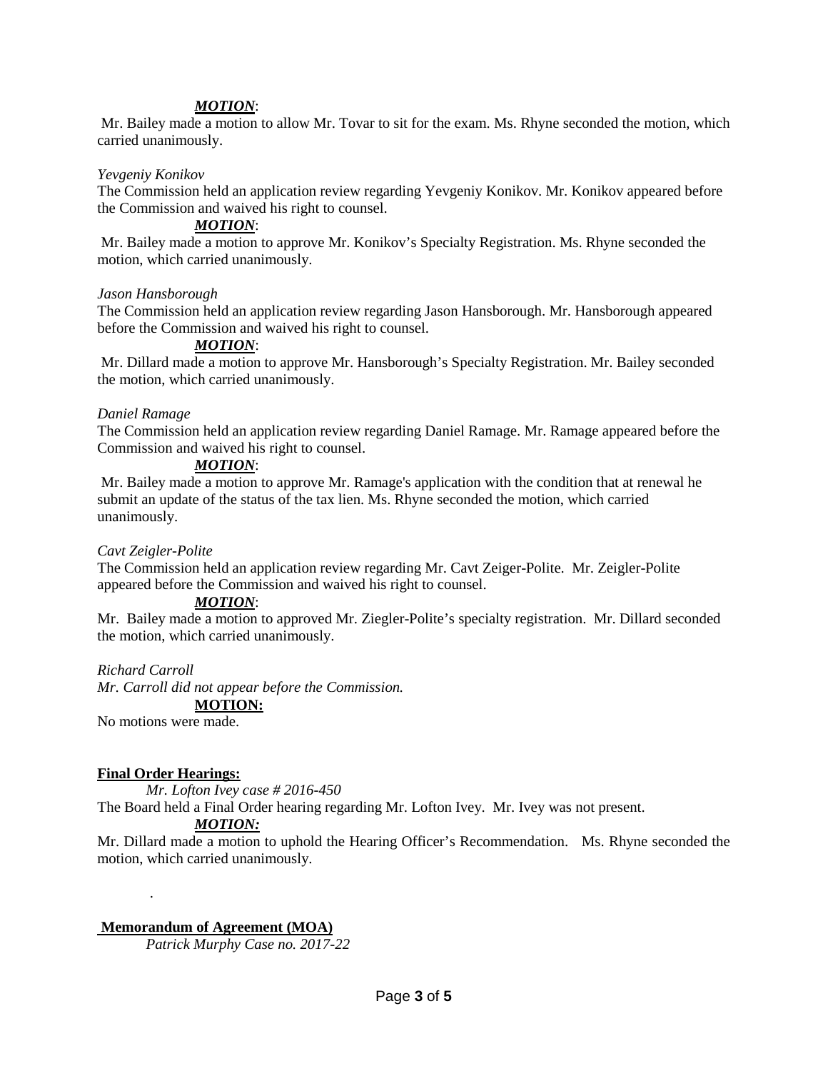***MOTION***:

Mr. Bailey made a motion to allow Mr. Tovar to sit for the exam. Ms. Rhyne seconded the motion, which carried unanimously.

*Yevgeniy Konikov*

The Commission held an application review regarding Yevgeniy Konikov. Mr. Konikov appeared before the Commission and waived his right to counsel.

***MOTION***:

Mr. Bailey made a motion to approve Mr. Konikov's Specialty Registration. Ms. Rhyne seconded the motion, which carried unanimously.

*Jason Hansborough*

The Commission held an application review regarding Jason Hansborough. Mr. Hansborough appeared before the Commission and waived his right to counsel.

***MOTION***:

Mr. Dillard made a motion to approve Mr. Hansborough's Specialty Registration. Mr. Bailey seconded the motion, which carried unanimously.

*Daniel Ramage*

The Commission held an application review regarding Daniel Ramage. Mr. Ramage appeared before the Commission and waived his right to counsel.

***MOTION***:

Mr. Bailey made a motion to approve Mr. Ramage's application with the condition that at renewal he submit an update of the status of the tax lien. Ms. Rhyne seconded the motion, which carried unanimously.

*Cavt Zeigler-Polite*

The Commission held an application review regarding Mr. Cavt Zeiger-Polite. Mr. Zeigler-Polite appeared before the Commission and waived his right to counsel.

***MOTION***:

Mr. Bailey made a motion to approved Mr. Ziegler-Polite's specialty registration. Mr. Dillard seconded the motion, which carried unanimously.

*Richard Carroll*

*Mr. Carroll did not appear before the Commission.*

**MOTION:**

No motions were made.

**Final Order Hearings:**

*Mr. Lofton Ivey case # 2016-450*

The Board held a Final Order hearing regarding Mr. Lofton Ivey. Mr. Ivey was not present.

***MOTION:***

Mr. Dillard made a motion to uphold the Hearing Officer's Recommendation. Ms. Rhyne seconded the motion, which carried unanimously.

.

**Memorandum of Agreement (MOA)**

*Patrick Murphy Case no. 2017-22*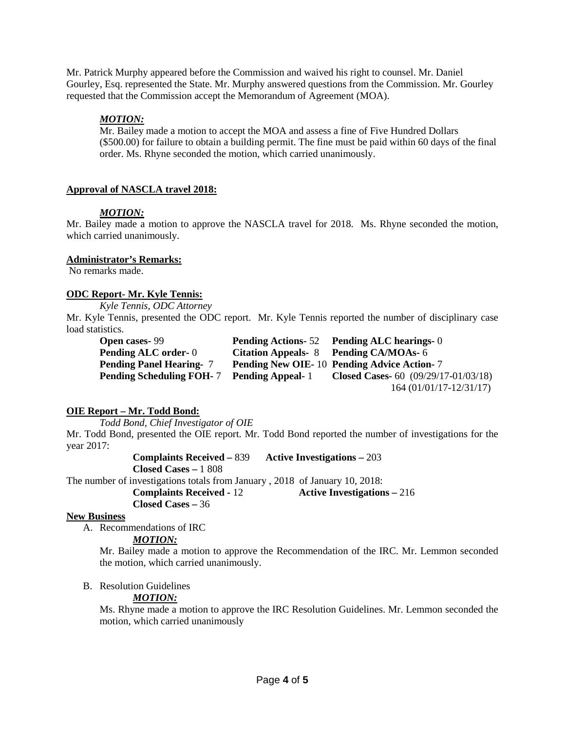Mr. Patrick Murphy appeared before the Commission and waived his right to counsel. Mr. Daniel Gourley, Esq. represented the State. Mr. Murphy answered questions from the Commission. Mr. Gourley requested that the Commission accept the Memorandum of Agreement (MOA).

***MOTION:***

Mr. Bailey made a motion to accept the MOA and assess a fine of Five Hundred Dollars ($500.00) for failure to obtain a building permit. The fine must be paid within 60 days of the final order. Ms. Rhyne seconded the motion, which carried unanimously.

**Approval of NASCLA travel 2018:**

***MOTION:***

Mr. Bailey made a motion to approve the NASCLA travel for 2018. Ms. Rhyne seconded the motion, which carried unanimously.

**Administrator's Remarks:**

No remarks made.

**ODC Report- Mr. Kyle Tennis:**

*Kyle Tennis, ODC Attorney*

Mr. Kyle Tennis, presented the ODC report. Mr. Kyle Tennis reported the number of disciplinary case load statistics.

| | | |
|---|---|---|
| **Open cases-** 99 | **Pending Actions-** 52 | **Pending ALC hearings-** 0 |
| **Pending ALC order-** 0 | **Citation Appeals-** 8 | **Pending CA/MOAs-** 6 |
| **Pending Panel Hearing-** 7 | **Pending New OIE-** 10 | **Pending Advice Action-** 7 |
| **Pending Scheduling FOH-** 7 | **Pending Appeal-** 1 | **Closed Cases-** 60 (09/29/17-01/03/18) 164 (01/01/17-12/31/17) |

**OIE Report – Mr. Todd Bond:**

*Todd Bond, Chief Investigator of OIE*

Mr. Todd Bond, presented the OIE report. Mr. Todd Bond reported the number of investigations for the year 2017:

**Complaints Received –** 839 **Active Investigations –** 203
**Closed Cases –** 1 808

The number of investigations totals from January , 2018 of January 10, 2018:

**Complaints Received -** 12 **Active Investigations –** 216
**Closed Cases –** 36

**New Business**

A. Recommendations of IRC

***MOTION:***

Mr. Bailey made a motion to approve the Recommendation of the IRC. Mr. Lemmon seconded the motion, which carried unanimously.

B. Resolution Guidelines

***MOTION:***

Ms. Rhyne made a motion to approve the IRC Resolution Guidelines. Mr. Lemmon seconded the motion, which carried unanimously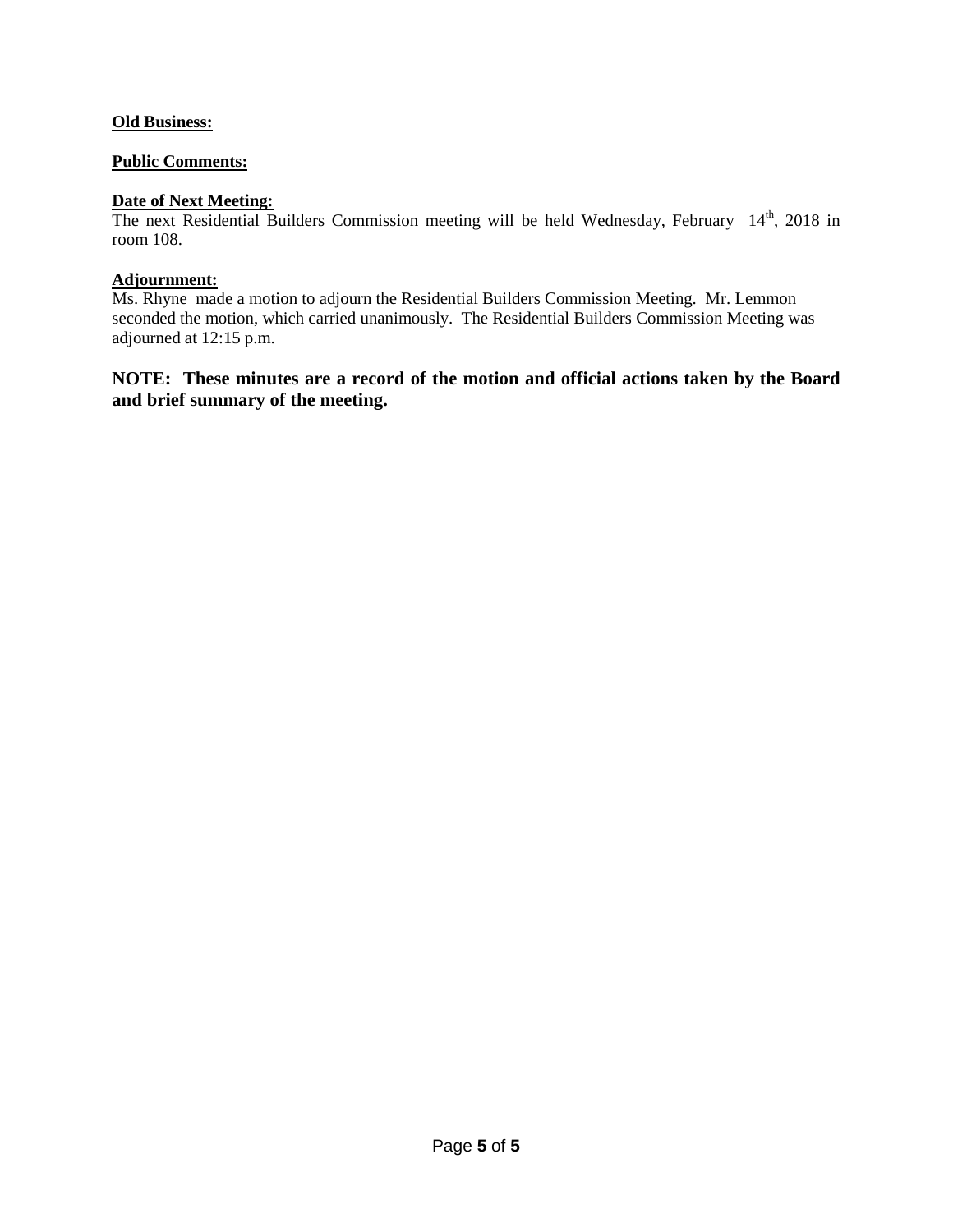**Old Business:**

**Public Comments:**

**Date of Next Meeting:**
The next Residential Builders Commission meeting will be held Wednesday, February 14th, 2018 in room 108.

**Adjournment:**
Ms. Rhyne made a motion to adjourn the Residential Builders Commission Meeting. Mr. Lemmon seconded the motion, which carried unanimously. The Residential Builders Commission Meeting was adjourned at 12:15 p.m.

**NOTE: These minutes are a record of the motion and official actions taken by the Board and brief summary of the meeting.**